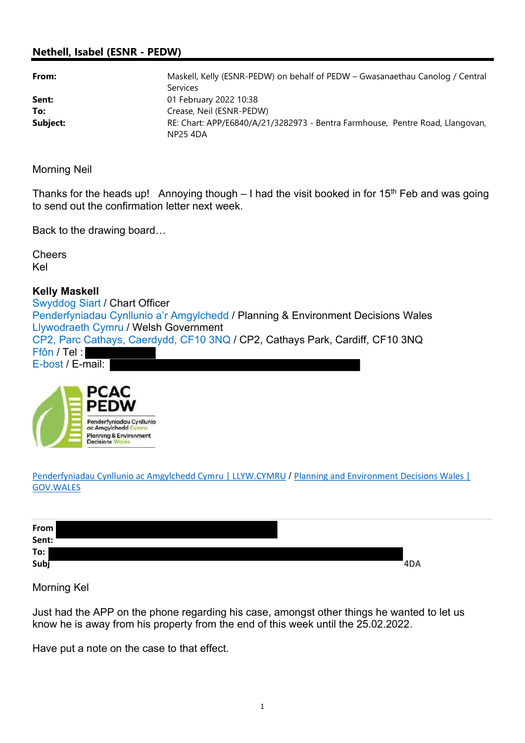## Nethell, Isabel (ESNR - PEDW)

| | |
|---|---|
| **From:** | Maskell, Kelly (ESNR-PEDW) on behalf of PEDW – Gwasanaethau Canolog / Central Services |
| **Sent:** | 01 February 2022 10:38 |
| **To:** | Crease, Neil (ESNR-PEDW) |
| **Subject:** | RE: Chart: APP/E6840/A/21/3282973 - Bentra Farmhouse, Pentre Road, Llangovan, NP25 4DA |

Morning Neil

Thanks for the heads up! Annoying though – I had the visit booked in for 15th Feb and was going to send out the confirmation letter next week.

Back to the drawing board…

Cheers
Kel

**Kelly Maskell**
Swyddog Siart / Chart Officer
Penderfyniadau Cynllunio a'r Amgylchedd / Planning & Environment Decisions Wales
Llywodraeth Cymru / Welsh Government
CP2, Parc Cathays, Caerdydd, CF10 3NQ / CP2, Cathays Park, Cardiff, CF10 3NQ
Ffôn / Tel :
E-bost / E-mail:

PCAC PEDW
Penderfyniadau Cynllunio ac Amgylchedd Cymru
Planning & Environment Decisions Wales

Penderfyniadau Cynllunio ac Amgylchedd Cymru | LLYW.CYMRU / Planning and Environment Decisions Wales | GOV.WALES

**From**
**Sent:**
**To:**
**Subj** 4DA

Morning Kel

Just had the APP on the phone regarding his case, amongst other things he wanted to let us know he is away from his property from the end of this week until the 25.02.2022.

Have put a note on the case to that effect.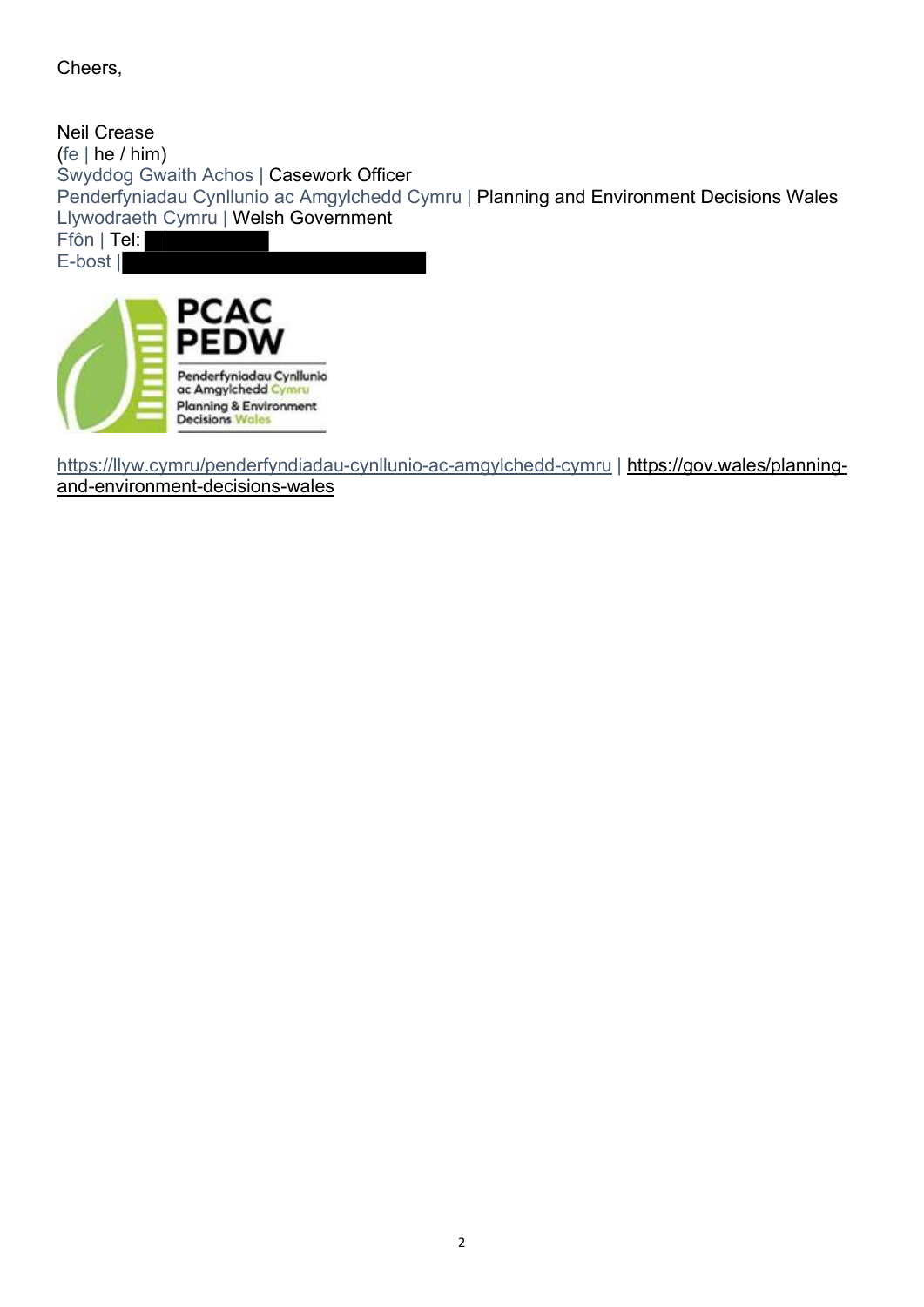Cheers,

Neil Crease
(fe | he / him)
Swyddog Gwaith Achos | Casework Officer
Penderfyniadau Cynllunio ac Amgylchedd Cymru | Planning and Environment Decisions Wales
Llywodraeth Cymru | Welsh Government
Ffôn | Tel:
E-bost |

https://llyw.cymru/penderfyndiadau-cynllunio-ac-amgylchedd-cymru | https://gov.wales/planning-and-environment-decisions-wales